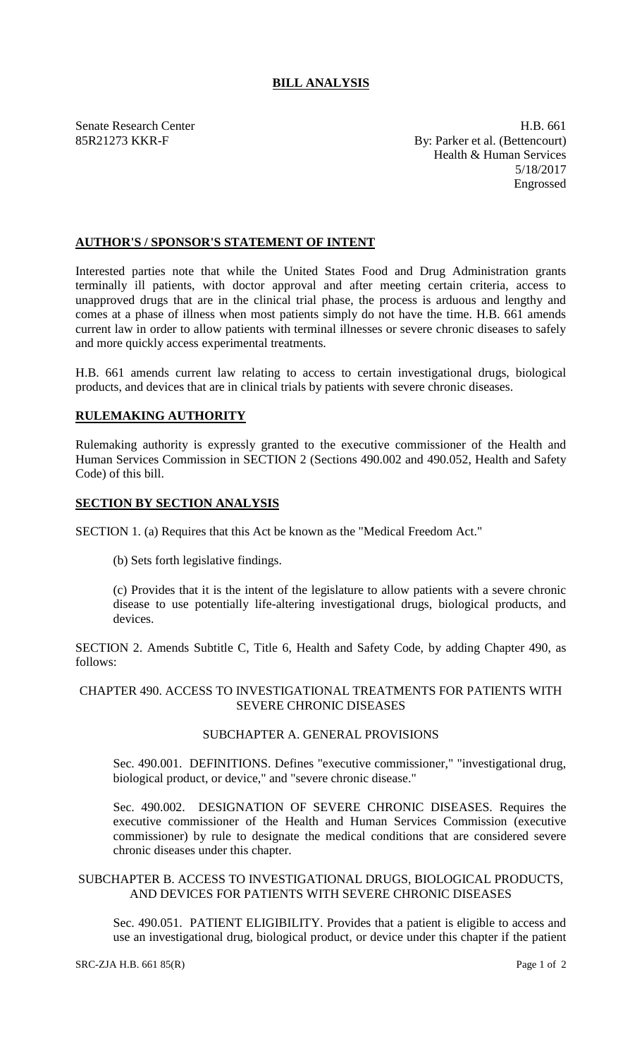# BILL ANALYSIS

Senate Research Center
85R21273 KKR-F

H.B. 661
By: Parker et al. (Bettencourt)
Health & Human Services
5/18/2017
Engrossed

## AUTHOR'S / SPONSOR'S STATEMENT OF INTENT

Interested parties note that while the United States Food and Drug Administration grants terminally ill patients, with doctor approval and after meeting certain criteria, access to unapproved drugs that are in the clinical trial phase, the process is arduous and lengthy and comes at a phase of illness when most patients simply do not have the time. H.B. 661 amends current law in order to allow patients with terminal illnesses or severe chronic diseases to safely and more quickly access experimental treatments.

H.B. 661 amends current law relating to access to certain investigational drugs, biological products, and devices that are in clinical trials by patients with severe chronic diseases.

## RULEMAKING AUTHORITY

Rulemaking authority is expressly granted to the executive commissioner of the Health and Human Services Commission in SECTION 2 (Sections 490.002 and 490.052, Health and Safety Code) of this bill.

## SECTION BY SECTION ANALYSIS

SECTION 1. (a) Requires that this Act be known as the "Medical Freedom Act."

(b) Sets forth legislative findings.

(c) Provides that it is the intent of the legislature to allow patients with a severe chronic disease to use potentially life-altering investigational drugs, biological products, and devices.

SECTION 2. Amends Subtitle C, Title 6, Health and Safety Code, by adding Chapter 490, as follows:

CHAPTER 490. ACCESS TO INVESTIGATIONAL TREATMENTS FOR PATIENTS WITH SEVERE CHRONIC DISEASES

SUBCHAPTER A. GENERAL PROVISIONS

Sec. 490.001. DEFINITIONS. Defines "executive commissioner," "investigational drug, biological product, or device," and "severe chronic disease."

Sec. 490.002. DESIGNATION OF SEVERE CHRONIC DISEASES. Requires the executive commissioner of the Health and Human Services Commission (executive commissioner) by rule to designate the medical conditions that are considered severe chronic diseases under this chapter.

SUBCHAPTER B. ACCESS TO INVESTIGATIONAL DRUGS, BIOLOGICAL PRODUCTS, AND DEVICES FOR PATIENTS WITH SEVERE CHRONIC DISEASES

Sec. 490.051. PATIENT ELIGIBILITY. Provides that a patient is eligible to access and use an investigational drug, biological product, or device under this chapter if the patient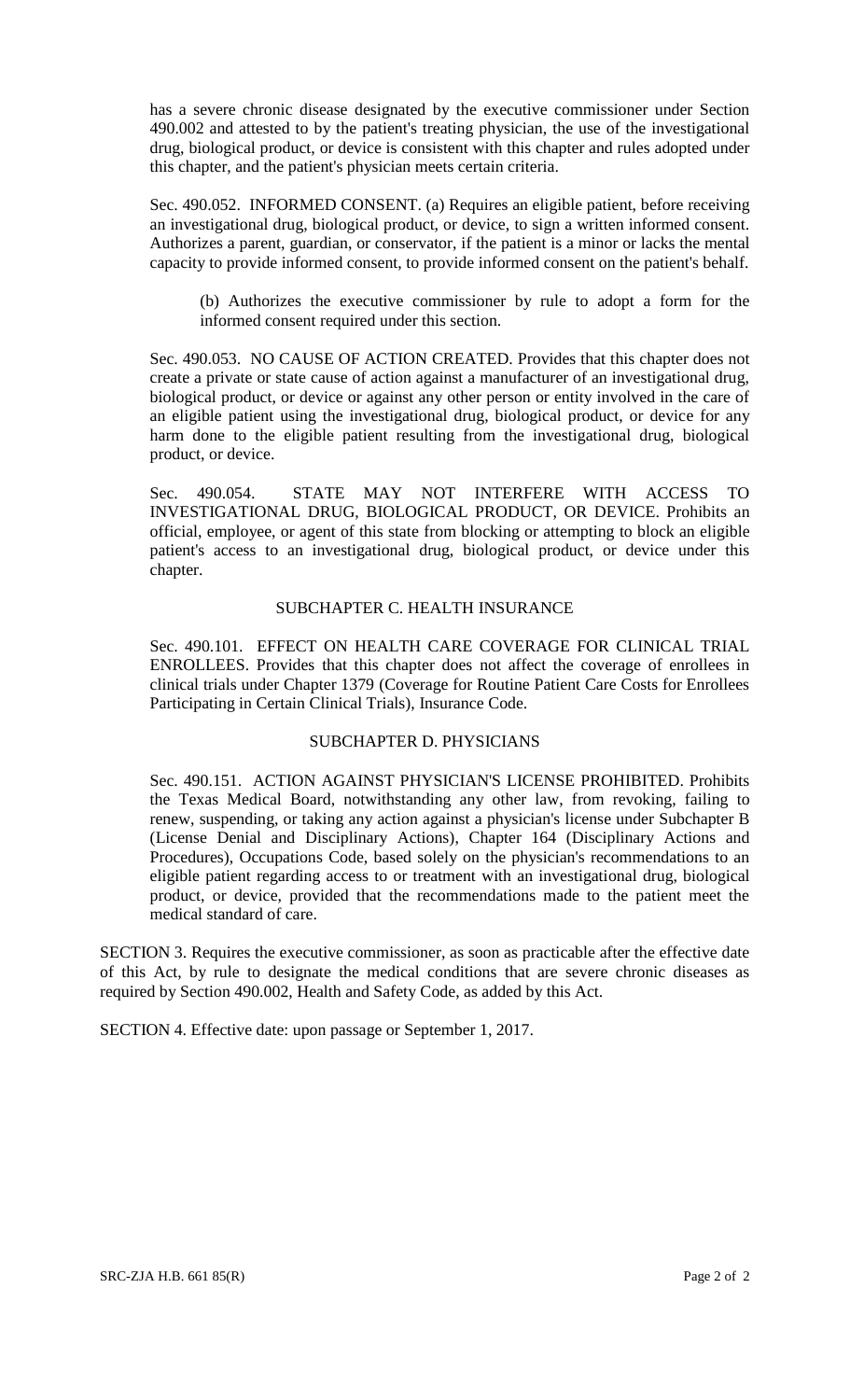has a severe chronic disease designated by the executive commissioner under Section 490.002 and attested to by the patient's treating physician, the use of the investigational drug, biological product, or device is consistent with this chapter and rules adopted under this chapter, and the patient's physician meets certain criteria.

Sec. 490.052. INFORMED CONSENT. (a) Requires an eligible patient, before receiving an investigational drug, biological product, or device, to sign a written informed consent. Authorizes a parent, guardian, or conservator, if the patient is a minor or lacks the mental capacity to provide informed consent, to provide informed consent on the patient's behalf.

(b) Authorizes the executive commissioner by rule to adopt a form for the informed consent required under this section.

Sec. 490.053. NO CAUSE OF ACTION CREATED. Provides that this chapter does not create a private or state cause of action against a manufacturer of an investigational drug, biological product, or device or against any other person or entity involved in the care of an eligible patient using the investigational drug, biological product, or device for any harm done to the eligible patient resulting from the investigational drug, biological product, or device.

Sec. 490.054. STATE MAY NOT INTERFERE WITH ACCESS TO INVESTIGATIONAL DRUG, BIOLOGICAL PRODUCT, OR DEVICE. Prohibits an official, employee, or agent of this state from blocking or attempting to block an eligible patient's access to an investigational drug, biological product, or device under this chapter.

SUBCHAPTER C. HEALTH INSURANCE

Sec. 490.101. EFFECT ON HEALTH CARE COVERAGE FOR CLINICAL TRIAL ENROLLEES. Provides that this chapter does not affect the coverage of enrollees in clinical trials under Chapter 1379 (Coverage for Routine Patient Care Costs for Enrollees Participating in Certain Clinical Trials), Insurance Code.

SUBCHAPTER D. PHYSICIANS

Sec. 490.151. ACTION AGAINST PHYSICIAN'S LICENSE PROHIBITED. Prohibits the Texas Medical Board, notwithstanding any other law, from revoking, failing to renew, suspending, or taking any action against a physician's license under Subchapter B (License Denial and Disciplinary Actions), Chapter 164 (Disciplinary Actions and Procedures), Occupations Code, based solely on the physician's recommendations to an eligible patient regarding access to or treatment with an investigational drug, biological product, or device, provided that the recommendations made to the patient meet the medical standard of care.

SECTION 3. Requires the executive commissioner, as soon as practicable after the effective date of this Act, by rule to designate the medical conditions that are severe chronic diseases as required by Section 490.002, Health and Safety Code, as added by this Act.

SECTION 4. Effective date: upon passage or September 1, 2017.